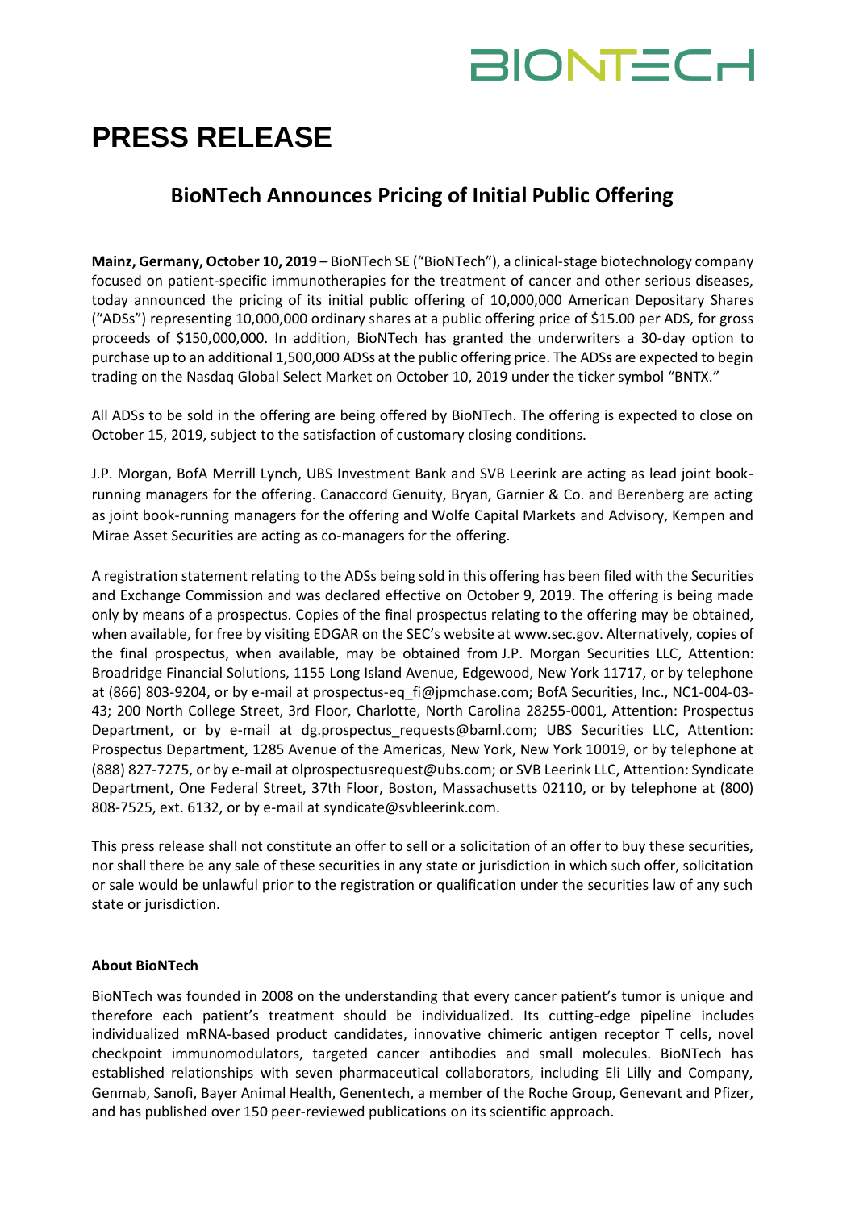# PRESS RELEASE

## BioNTech Announces Pricing of Initial Public Offering

**Mainz, Germany, October 10, 2019** – BioNTech SE ("BioNTech"), a clinical-stage biotechnology company focused on patient-specific immunotherapies for the treatment of cancer and other serious diseases, today announced the pricing of its initial public offering of 10,000,000 American Depositary Shares ("ADSs") representing 10,000,000 ordinary shares at a public offering price of $15.00 per ADS, for gross proceeds of $150,000,000. In addition, BioNTech has granted the underwriters a 30-day option to purchase up to an additional 1,500,000 ADSs at the public offering price. The ADSs are expected to begin trading on the Nasdaq Global Select Market on October 10, 2019 under the ticker symbol "BNTX."

All ADSs to be sold in the offering are being offered by BioNTech. The offering is expected to close on October 15, 2019, subject to the satisfaction of customary closing conditions.

J.P. Morgan, BofA Merrill Lynch, UBS Investment Bank and SVB Leerink are acting as lead joint book-running managers for the offering. Canaccord Genuity, Bryan, Garnier & Co. and Berenberg are acting as joint book-running managers for the offering and Wolfe Capital Markets and Advisory, Kempen and Mirae Asset Securities are acting as co-managers for the offering.

A registration statement relating to the ADSs being sold in this offering has been filed with the Securities and Exchange Commission and was declared effective on October 9, 2019. The offering is being made only by means of a prospectus. Copies of the final prospectus relating to the offering may be obtained, when available, for free by visiting EDGAR on the SEC's website at www.sec.gov. Alternatively, copies of the final prospectus, when available, may be obtained from J.P. Morgan Securities LLC, Attention: Broadridge Financial Solutions, 1155 Long Island Avenue, Edgewood, New York 11717, or by telephone at (866) 803-9204, or by e-mail at prospectus-eq_fi@jpmchase.com; BofA Securities, Inc., NC1-004-03-43; 200 North College Street, 3rd Floor, Charlotte, North Carolina 28255-0001, Attention: Prospectus Department, or by e-mail at dg.prospectus_requests@baml.com; UBS Securities LLC, Attention: Prospectus Department, 1285 Avenue of the Americas, New York, New York 10019, or by telephone at (888) 827-7275, or by e-mail at olprospectusrequest@ubs.com; or SVB Leerink LLC, Attention: Syndicate Department, One Federal Street, 37th Floor, Boston, Massachusetts 02110, or by telephone at (800) 808-7525, ext. 6132, or by e-mail at syndicate@svbleerink.com.

This press release shall not constitute an offer to sell or a solicitation of an offer to buy these securities, nor shall there be any sale of these securities in any state or jurisdiction in which such offer, solicitation or sale would be unlawful prior to the registration or qualification under the securities law of any such state or jurisdiction.

**About BioNTech**

BioNTech was founded in 2008 on the understanding that every cancer patient's tumor is unique and therefore each patient's treatment should be individualized. Its cutting-edge pipeline includes individualized mRNA-based product candidates, innovative chimeric antigen receptor T cells, novel checkpoint immunomodulators, targeted cancer antibodies and small molecules. BioNTech has established relationships with seven pharmaceutical collaborators, including Eli Lilly and Company, Genmab, Sanofi, Bayer Animal Health, Genentech, a member of the Roche Group, Genevant and Pfizer, and has published over 150 peer-reviewed publications on its scientific approach.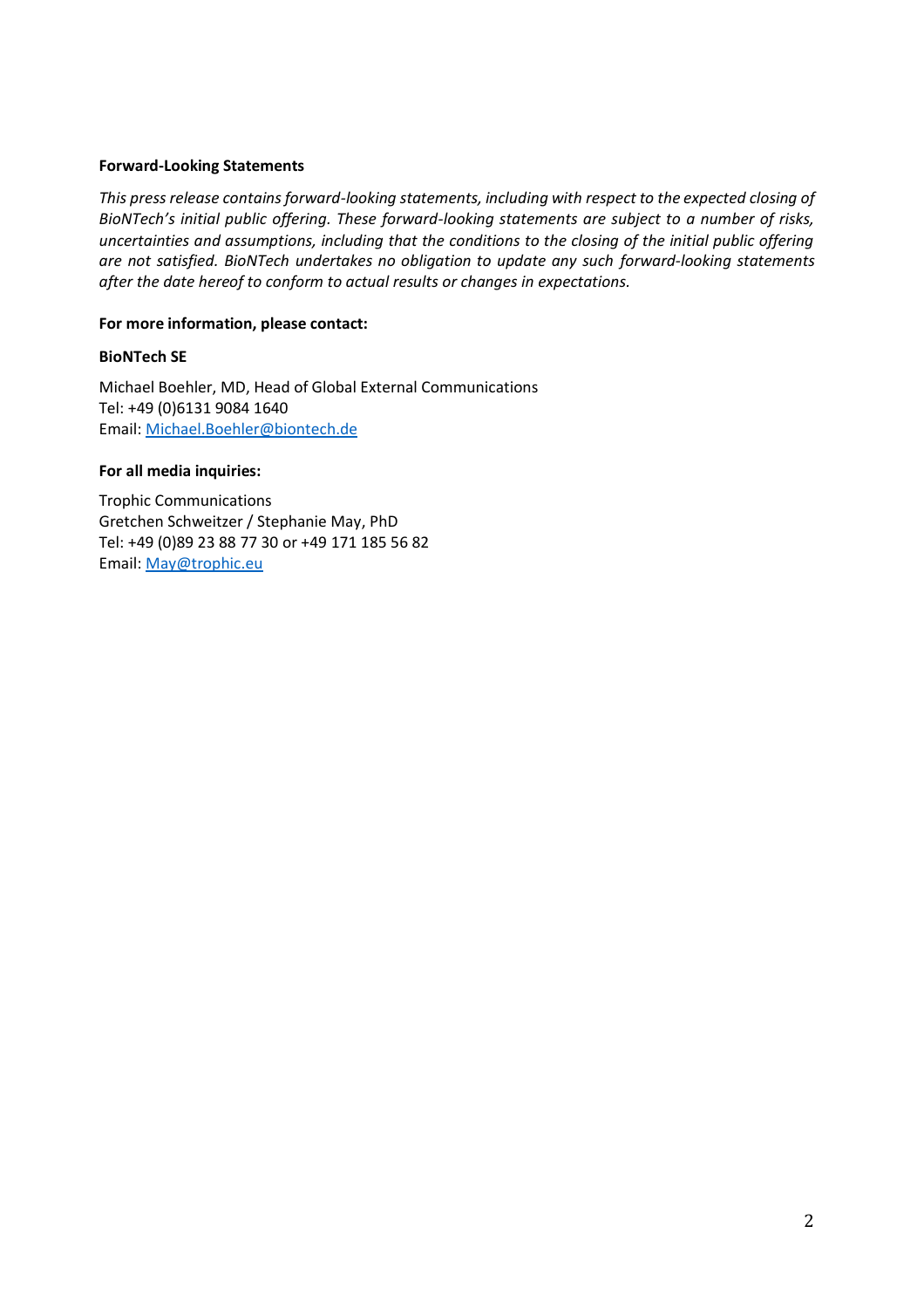**Forward-Looking Statements**

*This press release contains forward-looking statements, including with respect to the expected closing of BioNTech's initial public offering. These forward-looking statements are subject to a number of risks, uncertainties and assumptions, including that the conditions to the closing of the initial public offering are not satisfied. BioNTech undertakes no obligation to update any such forward-looking statements after the date hereof to conform to actual results or changes in expectations.*

**For more information, please contact:**

**BioNTech SE**

Michael Boehler, MD, Head of Global External Communications
Tel: +49 (0)6131 9084 1640
Email: [Michael.Boehler@biontech.de](mailto:Michael.Boehler@biontech.de)

**For all media inquiries:**

Trophic Communications
Gretchen Schweitzer / Stephanie May, PhD
Tel: +49 (0)89 23 88 77 30 or +49 171 185 56 82
Email: [May@trophic.eu](mailto:May@trophic.eu)